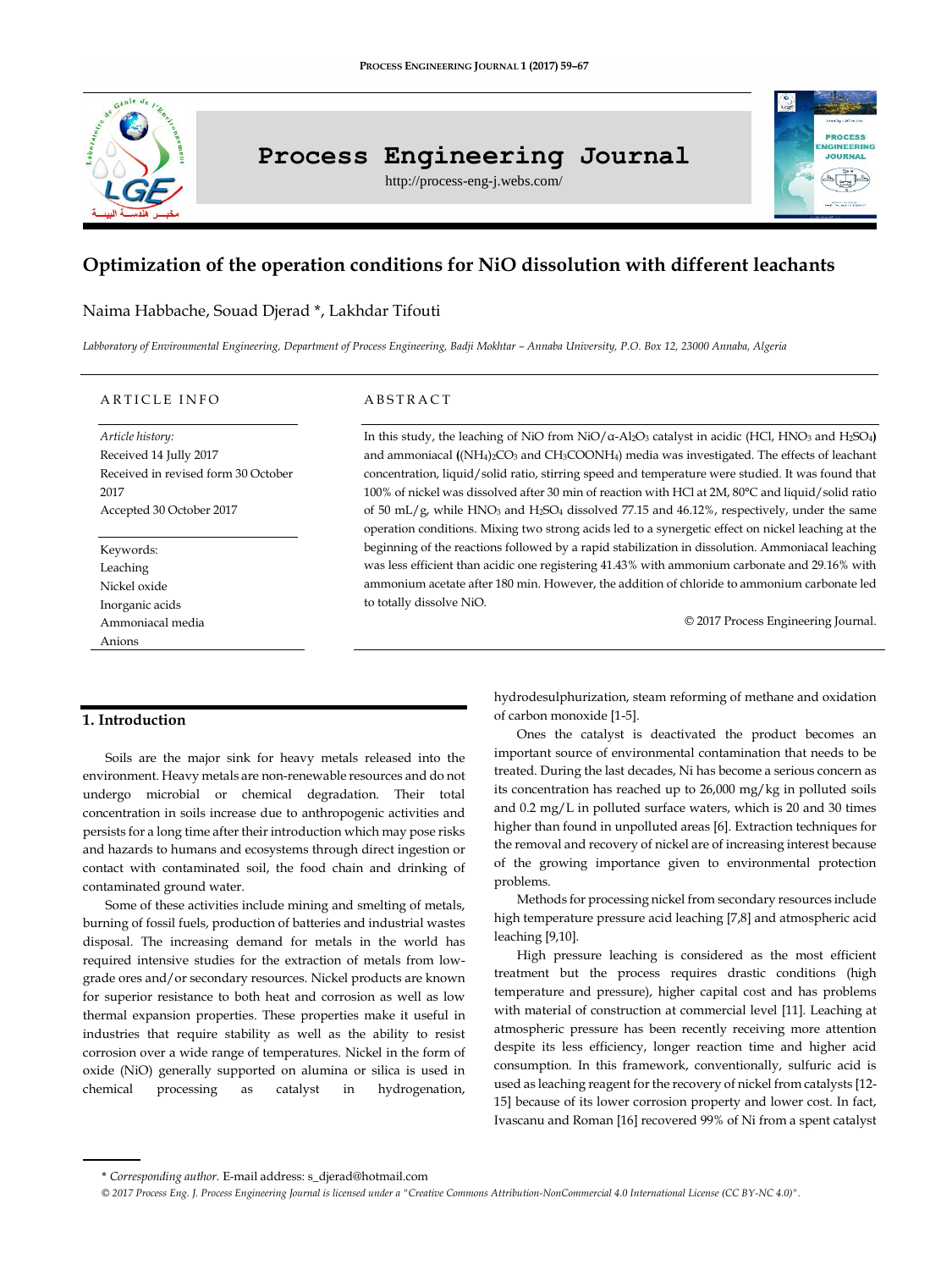# Optimization of the operation conditions for NiO dissolution with different leachants

Naima Habbache, Souad Djerad *, Lakhdar Tifouti

*Labboratory of Environmental Engineering, Department of Process Engineering, Badji Mokhtar – Annaba University, P.O. Box 12, 23000 Annaba, Algeria*

## ARTICLE INFO

*Article history:*
Received 14 Jully 2017
Received in revised form 30 October 2017
Accepted 30 October 2017

Keywords:
Leaching
Nickel oxide
Inorganic acids
Ammoniacal media
Anions

## ABSTRACT

In this study, the leaching of NiO from NiO/α-$Al_2O_3$ catalyst in acidic (HCl, $HNO_3$ and $H_2SO_4$) and ammoniacal ($(NH_4)_2CO_3$ and $CH_3COONH_4$) media was investigated. The effects of leachant concentration, liquid/solid ratio, stirring speed and temperature were studied. It was found that 100% of nickel was dissolved after 30 min of reaction with HCl at 2M, 80°C and liquid/solid ratio of 50 mL/g, while $HNO_3$ and $H_2SO_4$ dissolved 77.15 and 46.12%, respectively, under the same operation conditions. Mixing two strong acids led to a synergetic effect on nickel leaching at the beginning of the reactions followed by a rapid stabilization in dissolution. Ammoniacal leaching was less efficient than acidic one registering 41.43% with ammonium carbonate and 29.16% with ammonium acetate after 180 min. However, the addition of chloride to ammonium carbonate led to totally dissolve NiO.

© 2017 Process Engineering Journal.

## 1. Introduction

Soils are the major sink for heavy metals released into the environment. Heavy metals are non-renewable resources and do not undergo microbial or chemical degradation. Their total concentration in soils increase due to anthropogenic activities and persists for a long time after their introduction which may pose risks and hazards to humans and ecosystems through direct ingestion or contact with contaminated soil, the food chain and drinking of contaminated ground water.

Some of these activities include mining and smelting of metals, burning of fossil fuels, production of batteries and industrial wastes disposal. The increasing demand for metals in the world has required intensive studies for the extraction of metals from low-grade ores and/or secondary resources. Nickel products are known for superior resistance to both heat and corrosion as well as low thermal expansion properties. These properties make it useful in industries that require stability as well as the ability to resist corrosion over a wide range of temperatures. Nickel in the form of oxide (NiO) generally supported on alumina or silica is used in chemical processing as catalyst in hydrogenation, hydrodesulphurization, steam reforming of methane and oxidation of carbon monoxide [1-5].

Ones the catalyst is deactivated the product becomes an important source of environmental contamination that needs to be treated. During the last decades, Ni has become a serious concern as its concentration has reached up to 26,000 mg/kg in polluted soils and 0.2 mg/L in polluted surface waters, which is 20 and 30 times higher than found in unpolluted areas [6]. Extraction techniques for the removal and recovery of nickel are of increasing interest because of the growing importance given to environmental protection problems.

Methods for processing nickel from secondary resources include high temperature pressure acid leaching [7,8] and atmospheric acid leaching [9,10].

High pressure leaching is considered as the most efficient treatment but the process requires drastic conditions (high temperature and pressure), higher capital cost and has problems with material of construction at commercial level [11]. Leaching at atmospheric pressure has been recently receiving more attention despite its less efficiency, longer reaction time and higher acid consumption. In this framework, conventionally, sulfuric acid is used as leaching reagent for the recovery of nickel from catalysts [12-15] because of its lower corrosion property and lower cost. In fact, Ivascanu and Roman [16] recovered 99% of Ni from a spent catalyst

\* *Corresponding author.* E-mail address: s_djerad@hotmail.com

*© 2017 Process Eng. J. Process Engineering Journal is licensed under a "Creative Commons Attribution-NonCommercial 4.0 International License (CC BY-NC 4.0)".*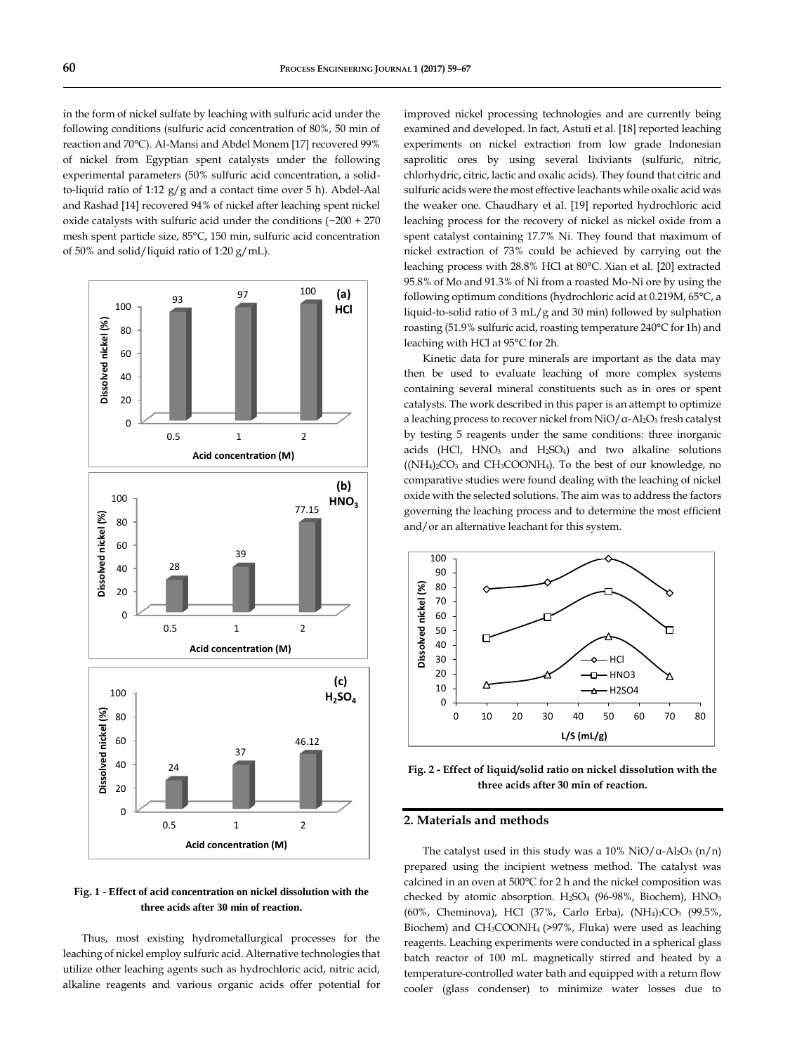in the form of nickel sulfate by leaching with sulfuric acid under the following conditions (sulfuric acid concentration of 80%, 50 min of reaction and 70°C). Al-Mansi and Abdel Monem [17] recovered 99% of nickel from Egyptian spent catalysts under the following experimental parameters (50% sulfuric acid concentration, a solid-to-liquid ratio of 1:12 g/g and a contact time over 5 h). Abdel-Aal and Rashad [14] recovered 94% of nickel after leaching spent nickel oxide catalysts with sulfuric acid under the conditions (−200 + 270 mesh spent particle size, 85°C, 150 min, sulfuric acid concentration of 50% and solid/liquid ratio of 1:20 g/mL).

**Fig. 1 - Effect of acid concentration on nickel dissolution with the three acids after 30 min of reaction.**

Thus, most existing hydrometallurgical processes for the leaching of nickel employ sulfuric acid. Alternative technologies that utilize other leaching agents such as hydrochloric acid, nitric acid, alkaline reagents and various organic acids offer potential for improved nickel processing technologies and are currently being examined and developed. In fact, Astuti et al. [18] reported leaching experiments on nickel extraction from low grade Indonesian saprolitic ores by using several lixiviants (sulfuric, nitric, chlorhydric, citric, lactic and oxalic acids). They found that citric and sulfuric acids were the most effective leachants while oxalic acid was the weaker one. Chaudhary et al. [19] reported hydrochloric acid leaching process for the recovery of nickel as nickel oxide from a spent catalyst containing 17.7% Ni. They found that maximum of nickel extraction of 73% could be achieved by carrying out the leaching process with 28.8% HCl at 80°C. Xian et al. [20] extracted 95.8% of Mo and 91.3% of Ni from a roasted Mo-Ni ore by using the following optimum conditions (hydrochloric acid at 0.219M, 65°C, a liquid-to-solid ratio of 3 mL/g and 30 min) followed by sulphation roasting (51.9% sulfuric acid, roasting temperature 240°C for 1h) and leaching with HCl at 95°C for 2h.

Kinetic data for pure minerals are important as the data may then be used to evaluate leaching of more complex systems containing several mineral constituents such as in ores or spent catalysts. The work described in this paper is an attempt to optimize a leaching process to recover nickel from $NiO/\alpha\text{-}Al_2O_3$ fresh catalyst by testing 5 reagents under the same conditions: three inorganic acids (HCl, $HNO_3$ and $H_2SO_4$) and two alkaline solutions ($(NH_4)_2CO_3$ and $CH_3COONH_4$). To the best of our knowledge, no comparative studies were found dealing with the leaching of nickel oxide with the selected solutions. The aim was to address the factors governing the leaching process and to determine the most efficient and/or an alternative leachant for this system.

**Fig. 2 - Effect of liquid/solid ratio on nickel dissolution with the three acids after 30 min of reaction.**

## 2. Materials and methods

The catalyst used in this study was a 10% $NiO/\alpha\text{-}Al_2O_3$ (n/n) prepared using the incipient wetness method. The catalyst was calcined in an oven at 500°C for 2 h and the nickel composition was checked by atomic absorption. $H_2SO_4$ (96-98%, Biochem), $HNO_3$ (60%, Cheminova), HCl (37%, Carlo Erba), $(NH_4)_2CO_3$ (99.5%, Biochem) and $CH_3COONH_4$ (>97%, Fluka) were used as leaching reagents. Leaching experiments were conducted in a spherical glass batch reactor of 100 mL magnetically stirred and heated by a temperature-controlled water bath and equipped with a return flow cooler (glass condenser) to minimize water losses due to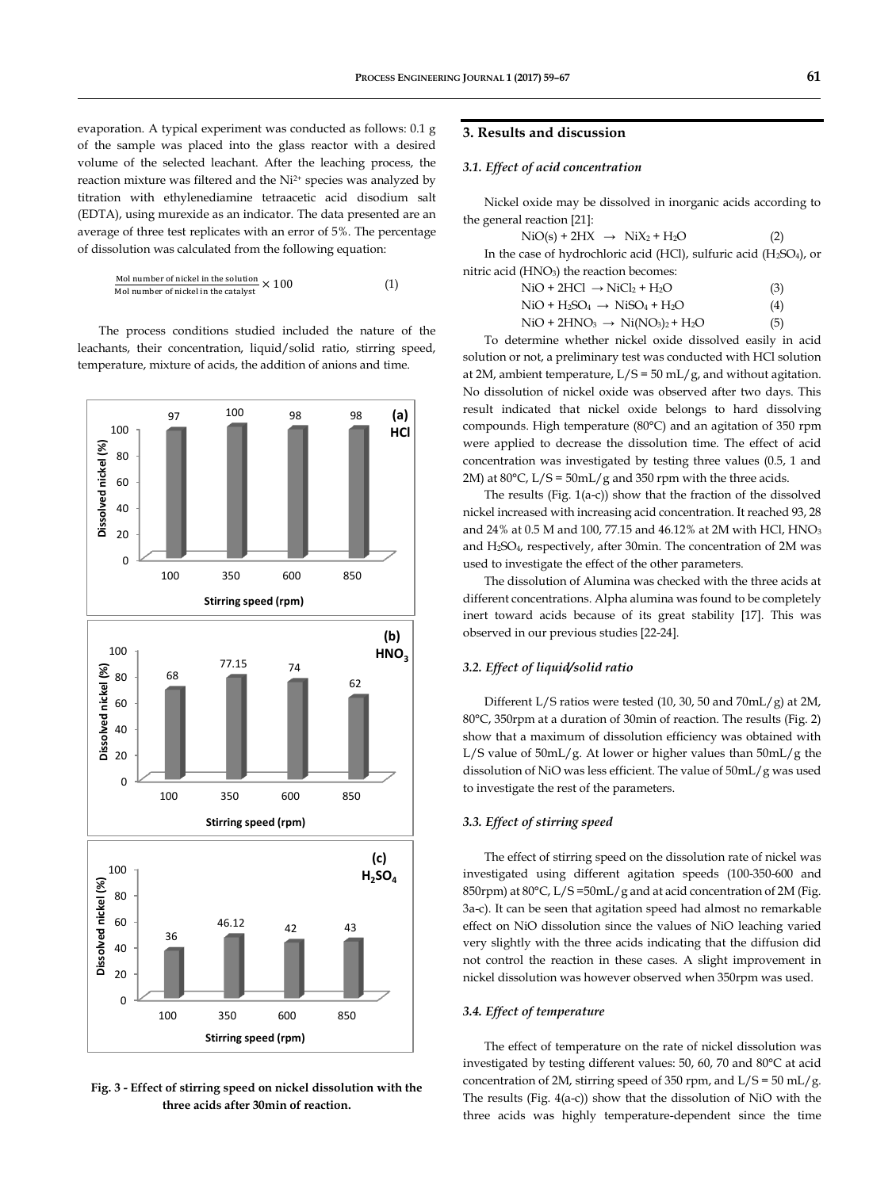evaporation. A typical experiment was conducted as follows: 0.1 g of the sample was placed into the glass reactor with a desired volume of the selected leachant. After the leaching process, the reaction mixture was filtered and the $Ni^{2+}$ species was analyzed by titration with ethylenediamine tetraacetic acid disodium salt (EDTA), using murexide as an indicator. The data presented are an average of three test replicates with an error of 5%. The percentage of dissolution was calculated from the following equation:

$$\frac{\text{Mol number of nickel in the solution}}{\text{Mol number of nickel in the catalyst}} \times 100 \qquad (1)$$

The process conditions studied included the nature of the leachants, their concentration, liquid/solid ratio, stirring speed, temperature, mixture of acids, the addition of anions and time.

Fig. 3 - Effect of stirring speed on nickel dissolution with the three acids after 30min of reaction.

## 3. Results and discussion

### 3.1. Effect of acid concentration

Nickel oxide may be dissolved in inorganic acids according to the general reaction [21]:

$$NiO(s) + 2HX \rightarrow NiX_2 + H_2O \qquad (2)$$

In the case of hydrochloric acid (HCl), sulfuric acid ($H_2SO_4$), or nitric acid ($HNO_3$) the reaction becomes:

$$NiO + 2HCl \rightarrow NiCl_2 + H_2O \qquad (3)$$

$$NiO + H_2SO_4 \rightarrow NiSO_4 + H_2O \qquad (4)$$

$$NiO + 2HNO_3 \rightarrow Ni(NO_3)_2 + H_2O \qquad (5)$$

To determine whether nickel oxide dissolved easily in acid solution or not, a preliminary test was conducted with HCl solution at 2M, ambient temperature, L/S = 50 mL/g, and without agitation. No dissolution of nickel oxide was observed after two days. This result indicated that nickel oxide belongs to hard dissolving compounds. High temperature (80°C) and an agitation of 350 rpm were applied to decrease the dissolution time. The effect of acid concentration was investigated by testing three values (0.5, 1 and 2M) at 80°C, L/S = 50mL/g and 350 rpm with the three acids.

The results (Fig. 1(a-c)) show that the fraction of the dissolved nickel increased with increasing acid concentration. It reached 93, 28 and 24% at 0.5 M and 100, 77.15 and 46.12% at 2M with HCl, $HNO_3$ and $H_2SO_4$, respectively, after 30min. The concentration of 2M was used to investigate the effect of the other parameters.

The dissolution of Alumina was checked with the three acids at different concentrations. Alpha alumina was found to be completely inert toward acids because of its great stability [17]. This was observed in our previous studies [22-24].

### 3.2. Effect of liquid/solid ratio

Different L/S ratios were tested (10, 30, 50 and 70mL/g) at 2M, 80°C, 350rpm at a duration of 30min of reaction. The results (Fig. 2) show that a maximum of dissolution efficiency was obtained with L/S value of 50mL/g. At lower or higher values than 50mL/g the dissolution of NiO was less efficient. The value of 50mL/g was used to investigate the rest of the parameters.

### 3.3. Effect of stirring speed

The effect of stirring speed on the dissolution rate of nickel was investigated using different agitation speeds (100-350-600 and 850rpm) at 80°C, L/S =50mL/g and at acid concentration of 2M (Fig. 3a-c). It can be seen that agitation speed had almost no remarkable effect on NiO dissolution since the values of NiO leaching varied very slightly with the three acids indicating that the diffusion did not control the reaction in these cases. A slight improvement in nickel dissolution was however observed when 350rpm was used.

### 3.4. Effect of temperature

The effect of temperature on the rate of nickel dissolution was investigated by testing different values: 50, 60, 70 and 80°C at acid concentration of 2M, stirring speed of 350 rpm, and L/S = 50 mL/g. The results (Fig. 4(a-c)) show that the dissolution of NiO with the three acids was highly temperature-dependent since the time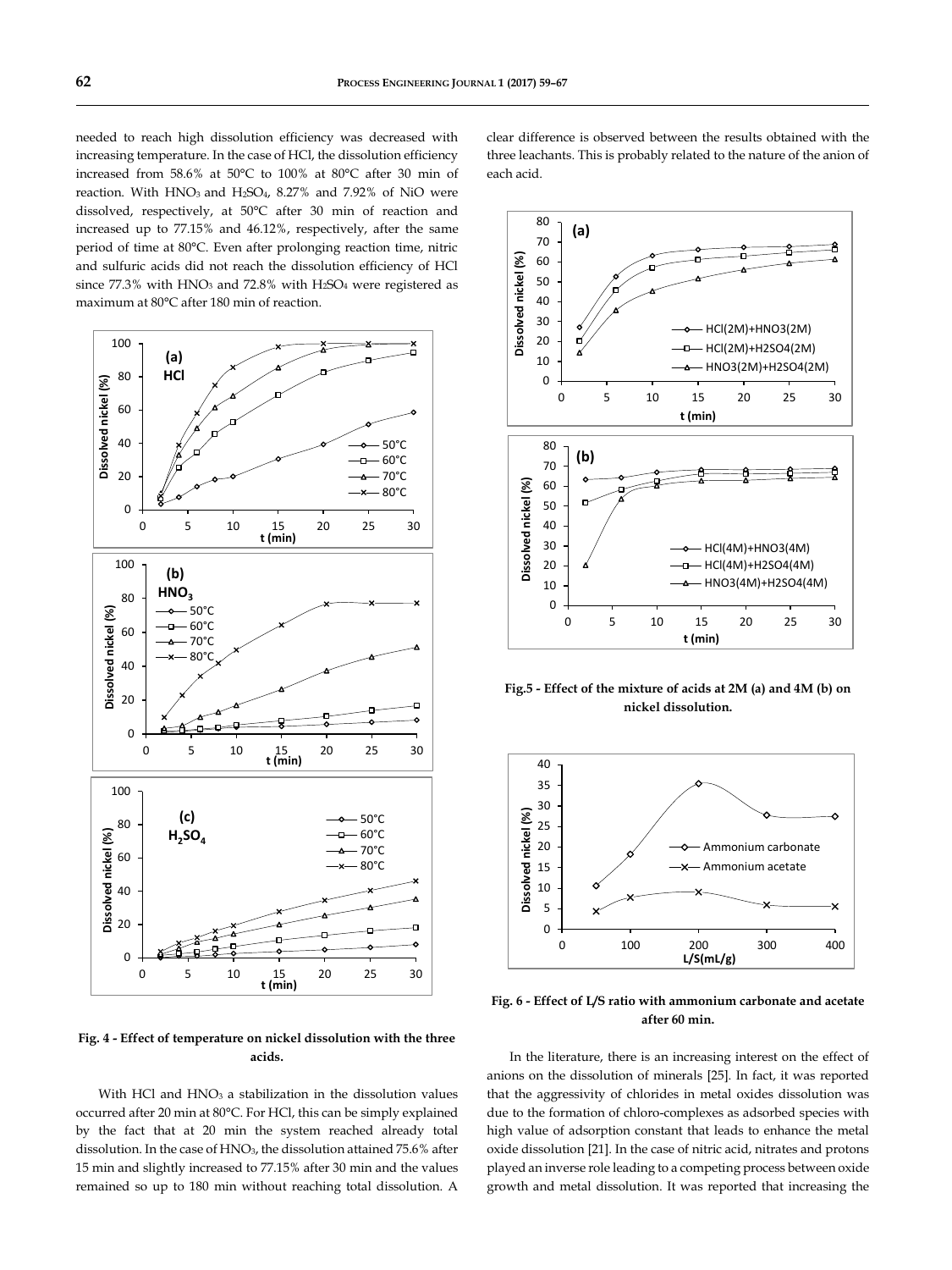needed to reach high dissolution efficiency was decreased with increasing temperature. In the case of HCl, the dissolution efficiency increased from 58.6% at 50°C to 100% at 80°C after 30 min of reaction. With $HNO_3$ and $H_2SO_4$, 8.27% and 7.92% of NiO were dissolved, respectively, at 50°C after 30 min of reaction and increased up to 77.15% and 46.12%, respectively, after the same period of time at 80°C. Even after prolonging reaction time, nitric and sulfuric acids did not reach the dissolution efficiency of HCl since 77.3% with $HNO_3$ and 72.8% with $H_2SO_4$ were registered as maximum at 80°C after 180 min of reaction.

**Fig. 4 - Effect of temperature on nickel dissolution with the three acids.**

With HCl and $HNO_3$ a stabilization in the dissolution values occurred after 20 min at 80°C. For HCl, this can be simply explained by the fact that at 20 min the system reached already total dissolution. In the case of $HNO_3$, the dissolution attained 75.6% after 15 min and slightly increased to 77.15% after 30 min and the values remained so up to 180 min without reaching total dissolution. A clear difference is observed between the results obtained with the three leachants. This is probably related to the nature of the anion of each acid.

**Fig.5 - Effect of the mixture of acids at 2M (a) and 4M (b) on nickel dissolution.**

**Fig. 6 - Effect of L/S ratio with ammonium carbonate and acetate after 60 min.**

In the literature, there is an increasing interest on the effect of anions on the dissolution of minerals [25]. In fact, it was reported that the aggressivity of chlorides in metal oxides dissolution was due to the formation of chloro-complexes as adsorbed species with high value of adsorption constant that leads to enhance the metal oxide dissolution [21]. In the case of nitric acid, nitrates and protons played an inverse role leading to a competing process between oxide growth and metal dissolution. It was reported that increasing the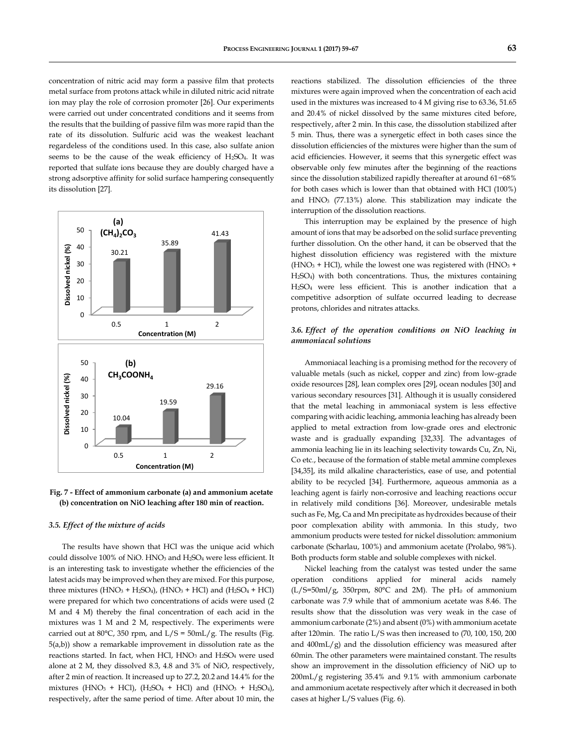concentration of nitric acid may form a passive film that protects metal surface from protons attack while in diluted nitric acid nitrate ion may play the role of corrosion promoter [26]. Our experiments were carried out under concentrated conditions and it seems from the results that the building of passive film was more rapid than the rate of its dissolution. Sulfuric acid was the weakest leachant regardless of the conditions used. In this case, also sulfate anion seems to be the cause of the weak efficiency of $H_2SO_4$. It was reported that sulfate ions because they are doubly charged have a strong adsorptive affinity for solid surface hampering consequently its dissolution [27].

**Fig. 7 - Effect of ammonium carbonate (a) and ammonium acetate (b) concentration on NiO leaching after 180 min of reaction.**

### 3.5. *Effect of the mixture of acids*

The results have shown that HCl was the unique acid which could dissolve 100% of NiO. $HNO_3$ and $H_2SO_4$ were less efficient. It is an interesting task to investigate whether the efficiencies of the latest acids may be improved when they are mixed. For this purpose, three mixtures ($HNO_3$ + $H_2SO_4$), ($HNO_3$ + HCl) and ($H_2SO_4$ + HCl) were prepared for which two concentrations of acids were used (2 M and 4 M) thereby the final concentration of each acid in the mixtures was 1 M and 2 M, respectively. The experiments were carried out at 80°C, 350 rpm, and L/S = 50mL/g. The results (Fig. 5(a,b)) show a remarkable improvement in dissolution rate as the reactions started. In fact, when HCl, $HNO_3$ and $H_2SO_4$ were used alone at 2 M, they dissolved 8.3, 4.8 and 3% of NiO, respectively, after 2 min of reaction. It increased up to 27.2, 20.2 and 14.4% for the mixtures ($HNO_3$ + HCl), ($H_2SO_4$ + HCl) and ($HNO_3$ + $H_2SO_4$), respectively, after the same period of time. After about 10 min, the reactions stabilized. The dissolution efficiencies of the three mixtures were again improved when the concentration of each acid used in the mixtures was increased to 4 M giving rise to 63.36, 51.65 and 20.4% of nickel dissolved by the same mixtures cited before, respectively, after 2 min. In this case, the dissolution stabilized after 5 min. Thus, there was a synergetic effect in both cases since the dissolution efficiencies of the mixtures were higher than the sum of acid efficiencies. However, it seems that this synergetic effect was observable only few minutes after the beginning of the reactions since the dissolution stabilized rapidly thereafter at around 61−68% for both cases which is lower than that obtained with HCl (100%) and $HNO_3$ (77.13%) alone. This stabilization may indicate the interruption of the dissolution reactions.

This interruption may be explained by the presence of high amount of ions that may be adsorbed on the solid surface preventing further dissolution. On the other hand, it can be observed that the highest dissolution efficiency was registered with the mixture ($HNO_3$ + HCl), while the lowest one was registered with ($HNO_3$ + $H_2SO_4$) with both concentrations. Thus, the mixtures containing $H_2SO_4$ were less efficient. This is another indication that a competitive adsorption of sulfate occurred leading to decrease protons, chlorides and nitrates attacks.

### 3.6. *Effect of the operation conditions on NiO leaching in ammoniacal solutions*

Ammoniacal leaching is a promising method for the recovery of valuable metals (such as nickel, copper and zinc) from low-grade oxide resources [28], lean complex ores [29], ocean nodules [30] and various secondary resources [31]. Although it is usually considered that the metal leaching in ammoniacal system is less effective comparing with acidic leaching, ammonia leaching has already been applied to metal extraction from low-grade ores and electronic waste and is gradually expanding [32,33]. The advantages of ammonia leaching lie in its leaching selectivity towards Cu, Zn, Ni, Co etc., because of the formation of stable metal ammine complexes [34,35], its mild alkaline characteristics, ease of use, and potential ability to be recycled [34]. Furthermore, aqueous ammonia as a leaching agent is fairly non-corrosive and leaching reactions occur in relatively mild conditions [36]. Moreover, undesirable metals such as Fe, Mg, Ca and Mn precipitate as hydroxides because of their poor complexation ability with ammonia. In this study, two ammonium products were tested for nickel dissolution: ammonium carbonate (Scharlau, 100%) and ammonium acetate (Prolabo, 98%). Both products form stable and soluble complexes with nickel.

Nickel leaching from the catalyst was tested under the same operation conditions applied for mineral acids namely (L/S=50ml/g, 350rpm, 80°C and 2M). The $pH_0$ of ammonium carbonate was 7.9 while that of ammonium acetate was 8.46. The results show that the dissolution was very weak in the case of ammonium carbonate (2%) and absent (0%) with ammonium acetate after 120min. The ratio L/S was then increased to (70, 100, 150, 200 and 400mL/g) and the dissolution efficiency was measured after 60min. The other parameters were maintained constant. The results show an improvement in the dissolution efficiency of NiO up to 200mL/g registering 35.4% and 9.1% with ammonium carbonate and ammonium acetate respectively after which it decreased in both cases at higher L/S values (Fig. 6).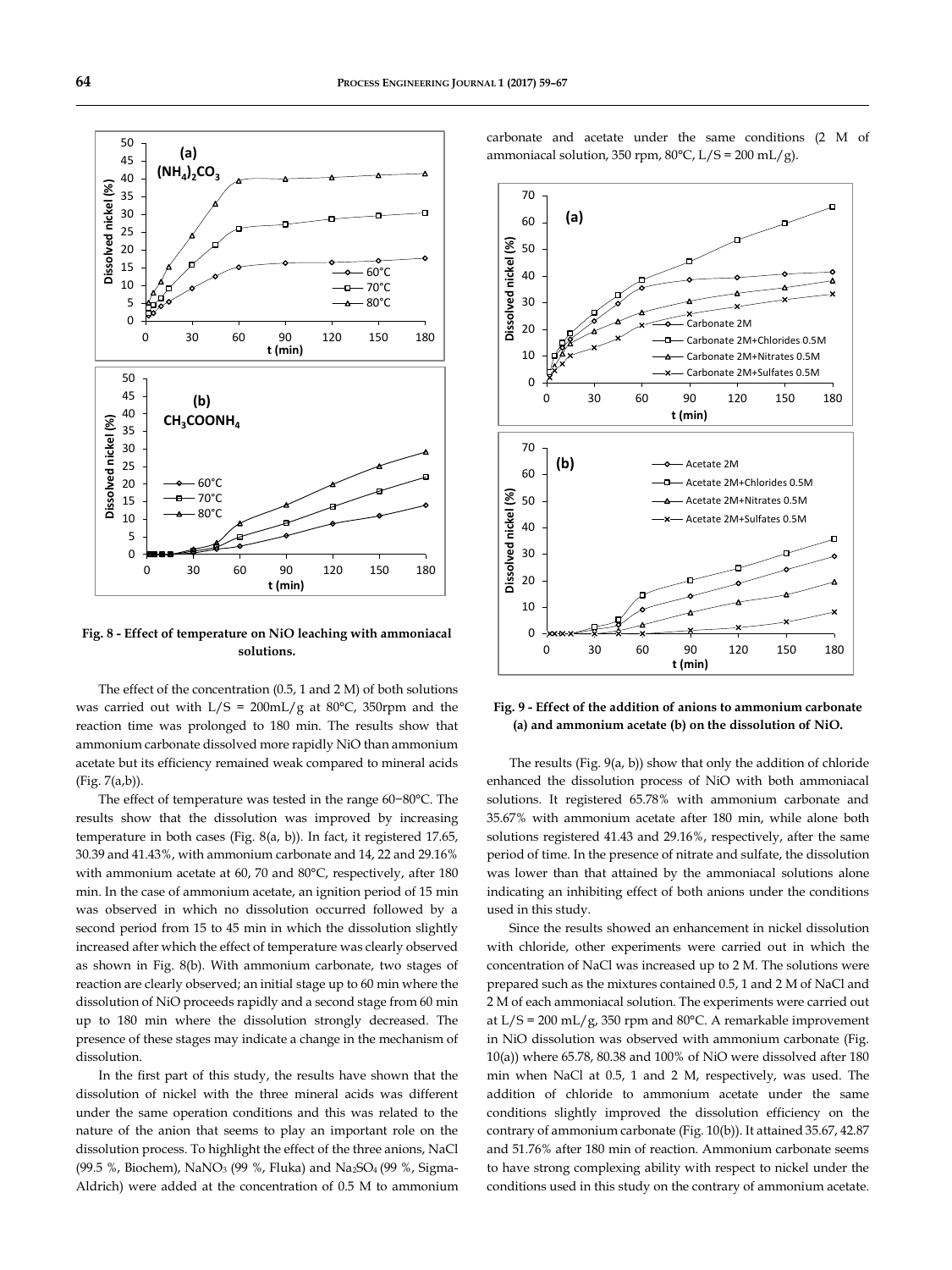**Fig. 8 - Effect of temperature on NiO leaching with ammoniacal solutions.**

The effect of the concentration (0.5, 1 and 2 M) of both solutions was carried out with L/S = 200mL/g at 80°C, 350rpm and the reaction time was prolonged to 180 min. The results show that ammonium carbonate dissolved more rapidly NiO than ammonium acetate but its efficiency remained weak compared to mineral acids (Fig. 7(a,b)).

The effect of temperature was tested in the range 60−80°C. The results show that the dissolution was improved by increasing temperature in both cases (Fig. 8(a, b)). In fact, it registered 17.65, 30.39 and 41.43%, with ammonium carbonate and 14, 22 and 29.16% with ammonium acetate at 60, 70 and 80°C, respectively, after 180 min. In the case of ammonium acetate, an ignition period of 15 min was observed in which no dissolution occurred followed by a second period from 15 to 45 min in which the dissolution slightly increased after which the effect of temperature was clearly observed as shown in Fig. 8(b). With ammonium carbonate, two stages of reaction are clearly observed; an initial stage up to 60 min where the dissolution of NiO proceeds rapidly and a second stage from 60 min up to 180 min where the dissolution strongly decreased. The presence of these stages may indicate a change in the mechanism of dissolution.

In the first part of this study, the results have shown that the dissolution of nickel with the three mineral acids was different under the same operation conditions and this was related to the nature of the anion that seems to play an important role on the dissolution process. To highlight the effect of the three anions, NaCl (99.5 %, Biochem), $NaNO_3$ (99 %, Fluka) and $Na_2SO_4$ (99 %, Sigma-Aldrich) were added at the concentration of 0.5 M to ammonium carbonate and acetate under the same conditions (2 M of ammoniacal solution, 350 rpm, 80°C, L/S = 200 mL/g).

**Fig. 9 - Effect of the addition of anions to ammonium carbonate (a) and ammonium acetate (b) on the dissolution of NiO.**

The results (Fig. 9(a, b)) show that only the addition of chloride enhanced the dissolution process of NiO with both ammoniacal solutions. It registered 65.78% with ammonium carbonate and 35.67% with ammonium acetate after 180 min, while alone both solutions registered 41.43 and 29.16%, respectively, after the same period of time. In the presence of nitrate and sulfate, the dissolution was lower than that attained by the ammoniacal solutions alone indicating an inhibiting effect of both anions under the conditions used in this study.

Since the results showed an enhancement in nickel dissolution with chloride, other experiments were carried out in which the concentration of NaCl was increased up to 2 M. The solutions were prepared such as the mixtures contained 0.5, 1 and 2 M of NaCl and 2 M of each ammoniacal solution. The experiments were carried out at L/S = 200 mL/g, 350 rpm and 80°C. A remarkable improvement in NiO dissolution was observed with ammonium carbonate (Fig. 10(a)) where 65.78, 80.38 and 100% of NiO were dissolved after 180 min when NaCl at 0.5, 1 and 2 M, respectively, was used. The addition of chloride to ammonium acetate under the same conditions slightly improved the dissolution efficiency on the contrary of ammonium carbonate (Fig. 10(b)). It attained 35.67, 42.87 and 51.76% after 180 min of reaction. Ammonium carbonate seems to have strong complexing ability with respect to nickel under the conditions used in this study on the contrary of ammonium acetate.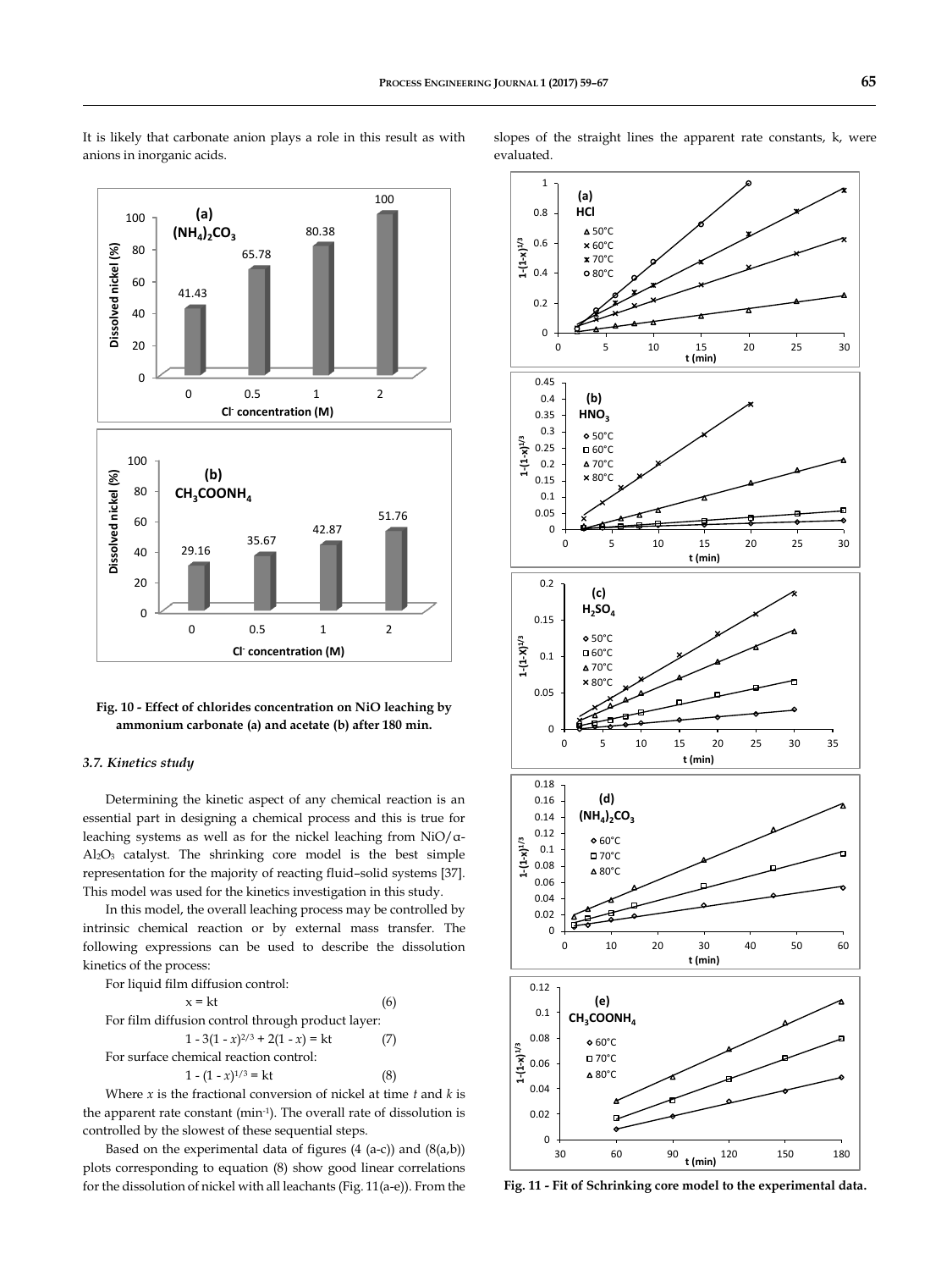It is likely that carbonate anion plays a role in this result as with anions in inorganic acids.

**Fig. 10 - Effect of chlorides concentration on NiO leaching by ammonium carbonate (a) and acetate (b) after 180 min.**

### *3.7. Kinetics study*

Determining the kinetic aspect of any chemical reaction is an essential part in designing a chemical process and this is true for leaching systems as well as for the nickel leaching from NiO/α-$Al_2O_3$ catalyst. The shrinking core model is the best simple representation for the majority of reacting fluid–solid systems [37]. This model was used for the kinetics investigation in this study.

In this model, the overall leaching process may be controlled by intrinsic chemical reaction or by external mass transfer. The following expressions can be used to describe the dissolution kinetics of the process:

For liquid film diffusion control:

$$x = kt \quad (6)$$

For film diffusion control through product layer:

$$1 - 3(1 - x)^{2/3} + 2(1 - x) = kt \quad (7)$$

For surface chemical reaction control:

$$1 - (1 - x)^{1/3} = kt \quad (8)$$

Where $x$ is the fractional conversion of nickel at time $t$ and $k$ is the apparent rate constant ($min^{-1}$). The overall rate of dissolution is controlled by the slowest of these sequential steps.

Based on the experimental data of figures (4 (a-c)) and (8(a,b)) plots corresponding to equation (8) show good linear correlations for the dissolution of nickel with all leachants (Fig. 11(a-e)). From the slopes of the straight lines the apparent rate constants, k, were evaluated.

**Fig. 11 - Fit of Schrinking core model to the experimental data.**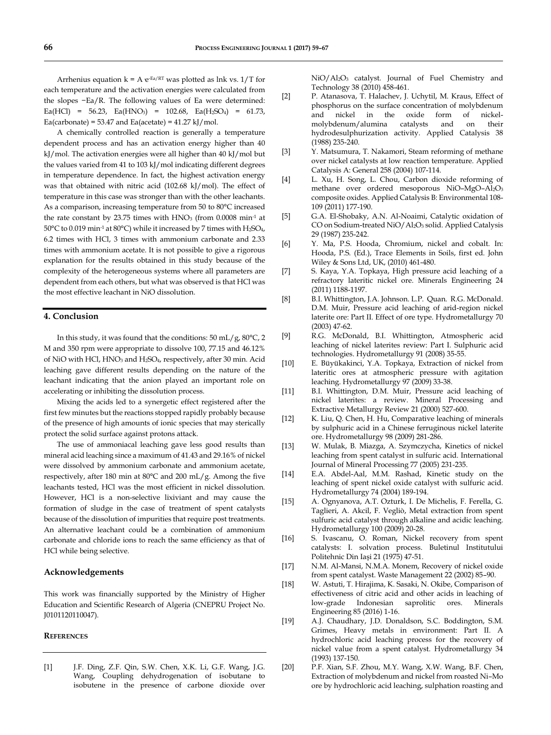Arrhenius equation $k = A\ e^{-Ea/RT}$ was plotted as lnk vs. 1/T for each temperature and the activation energies were calculated from the slopes −Ea/R. The following values of Ea were determined: Ea(HCl) = 56.23, Ea($HNO_3$) = 102.68, Ea($H_2SO_4$) = 61.73, Ea(carbonate) = 53.47 and Ea(acetate) = 41.27 kJ/mol.

A chemically controlled reaction is generally a temperature dependent process and has an activation energy higher than 40 kJ/mol. The activation energies were all higher than 40 kJ/mol but the values varied from 41 to 103 kJ/mol indicating different degrees in temperature dependence. In fact, the highest activation energy was that obtained with nitric acid (102.68 kJ/mol). The effect of temperature in this case was stronger than with the other leachants. As a comparison, increasing temperature from 50 to 80°C increased the rate constant by 23.75 times with $HNO_3$ (from 0.0008 $min^{-1}$ at 50°C to 0.019 $min^{-1}$ at 80°C) while it increased by 7 times with $H_2SO_4$, 6.2 times with HCl, 3 times with ammonium carbonate and 2.33 times with ammonium acetate. It is not possible to give a rigorous explanation for the results obtained in this study because of the complexity of the heterogeneous systems where all parameters are dependent from each others, but what was observed is that HCl was the most effective leachant in NiO dissolution.

## 4. Conclusion

In this study, it was found that the conditions: 50 mL/g, 80°C, 2 M and 350 rpm were appropriate to dissolve 100, 77.15 and 46.12% of NiO with HCl, $HNO_3$ and $H_2SO_4$, respectively, after 30 min. Acid leaching gave different results depending on the nature of the leachant indicating that the anion played an important role on accelerating or inhibiting the dissolution process.

Mixing the acids led to a synergetic effect registered after the first few minutes but the reactions stopped rapidly probably because of the presence of high amounts of ionic species that may sterically protect the solid surface against protons attack.

The use of ammoniacal leaching gave less good results than mineral acid leaching since a maximum of 41.43 and 29.16% of nickel were dissolved by ammonium carbonate and ammonium acetate, respectively, after 180 min at 80°C and 200 mL/g. Among the five leachants tested, HCl was the most efficient in nickel dissolution. However, HCl is a non-selective lixiviant and may cause the formation of sludge in the case of treatment of spent catalysts because of the dissolution of impurities that require post treatments. An alternative leachant could be a combination of ammonium carbonate and chloride ions to reach the same efficiency as that of HCl while being selective.

## Acknowledgements

This work was financially supported by the Ministry of Higher Education and Scientific Research of Algeria (CNEPRU Project No. J0101120110047).

## References

[1] J.F. Ding, Z.F. Qin, S.W. Chen, X.K. Li, G.F. Wang, J.G. Wang, Coupling dehydrogenation of isobutane to isobutene in the presence of carbone dioxide over $NiO/Al_2O_3$ catalyst. Journal of Fuel Chemistry and Technology 38 (2010) 458-461.

[2] P. Atanasova, T. Halachev, J. Uchytil, M. Kraus, Effect of phosphorus on the surface concentration of molybdenum and nickel in the oxide form of nickel-molybdenum/alumina catalysts and on their hydrodesulphurization activity. Applied Catalysis 38 (1988) 235-240.

[3] Y. Matsumura, T. Nakamori, Steam reforming of methane over nickel catalysts at low reaction temperature. Applied Catalysis A: General 258 (2004) 107-114.

[4] L. Xu, H. Song, L. Chou, Carbon dioxide reforming of methane over ordered mesoporous NiO–MgO–$Al_2O_3$ composite oxides. Applied Catalysis B: Environmental 108-109 (2011) 177-190.

[5] G.A. El-Shobaky, A.N. Al-Noaimi, Catalytic oxidation of CO on Sodium-treated $NiO/Al_2O_3$ solid. Applied Catalysis 29 (1987) 235-242.

[6] Y. Ma, P.S. Hooda, Chromium, nickel and cobalt. In: Hooda, P.S. (Ed.), Trace Elements in Soils, first ed. John Wiley & Sons Ltd, UK, (2010) 461-480.

[7] S. Kaya, Y.A. Topkaya, High pressure acid leaching of a refractory lateritic nickel ore. Minerals Engineering 24 (2011) 1188-1197.

[8] B.I. Whittington, J.A. Johnson. L.P. Quan. R.G. McDonald. D.M. Muir, Pressure acid leaching of arid-region nickel laterite ore: Part II. Effect of ore type. Hydrometallurgy 70 (2003) 47-62.

[9] R.G. McDonald, B.I. Whittington, Atmospheric acid leaching of nickel laterites review: Part I. Sulphuric acid technologies. Hydrometallurgy 91 (2008) 35-55.

[10] E. Büyükakinci, Y.A. Topkaya, Extraction of nickel from lateritic ores at atmospheric pressure with agitation leaching. Hydrometallurgy 97 (2009) 33-38.

[11] B.I. Whittington, D.M. Muir, Pressure acid leaching of nickel laterites: a review. Mineral Processing and Extractive Metallurgy Review 21 (2000) 527-600.

[12] K. Liu, Q. Chen, H. Hu, Comparative leaching of minerals by sulphuric acid in a Chinese ferruginous nickel laterite ore. Hydrometallurgy 98 (2009) 281-286.

[13] W. Mulak, B. Miazga, A. Szymczycha, Kinetics of nickel leaching from spent catalyst in sulfuric acid. International Journal of Mineral Processing 77 (2005) 231-235.

[14] E.A. Abdel-Aal, M.M. Rashad, Kinetic study on the leaching of spent nickel oxide catalyst with sulfuric acid. Hydrometallurgy 74 (2004) 189-194.

[15] A. Ognyanova, A.T. Ozturk, I. De Michelis, F. Ferella, G. Taglieri, A. Akcil, F. Vegliò, Metal extraction from spent sulfuric acid catalyst through alkaline and acidic leaching. Hydrometallurgy 100 (2009) 20-28.

[16] S. Ivascanu, O. Roman, Nickel recovery from spent catalysts: I. solvation process. Buletinul Institutului Politehnic Din Iași 21 (1975) 47-51.

[17] N.M. Al-Mansi, N.M.A. Monem, Recovery of nickel oxide from spent catalyst. Waste Management 22 (2002) 85–90.

[18] W. Astuti, T. Hirajima, K. Sasaki, N. Okibe, Comparison of effectiveness of citric acid and other acids in leaching of low-grade Indonesian saprolitic ores. Minerals Engineering 85 (2016) 1-16.

[19] A.J. Chaudhary, J.D. Donaldson, S.C. Boddington, S.M. Grimes, Heavy metals in environment: Part II. A hydrochloric acid leaching process for the recovery of nickel value from a spent catalyst. Hydrometallurgy 34 (1993) 137-150.

[20] P.F. Xian, S.F. Zhou, M.Y. Wang, X.W. Wang, B.F. Chen, Extraction of molybdenum and nickel from roasted Ni–Mo ore by hydrochloric acid leaching, sulphation roasting and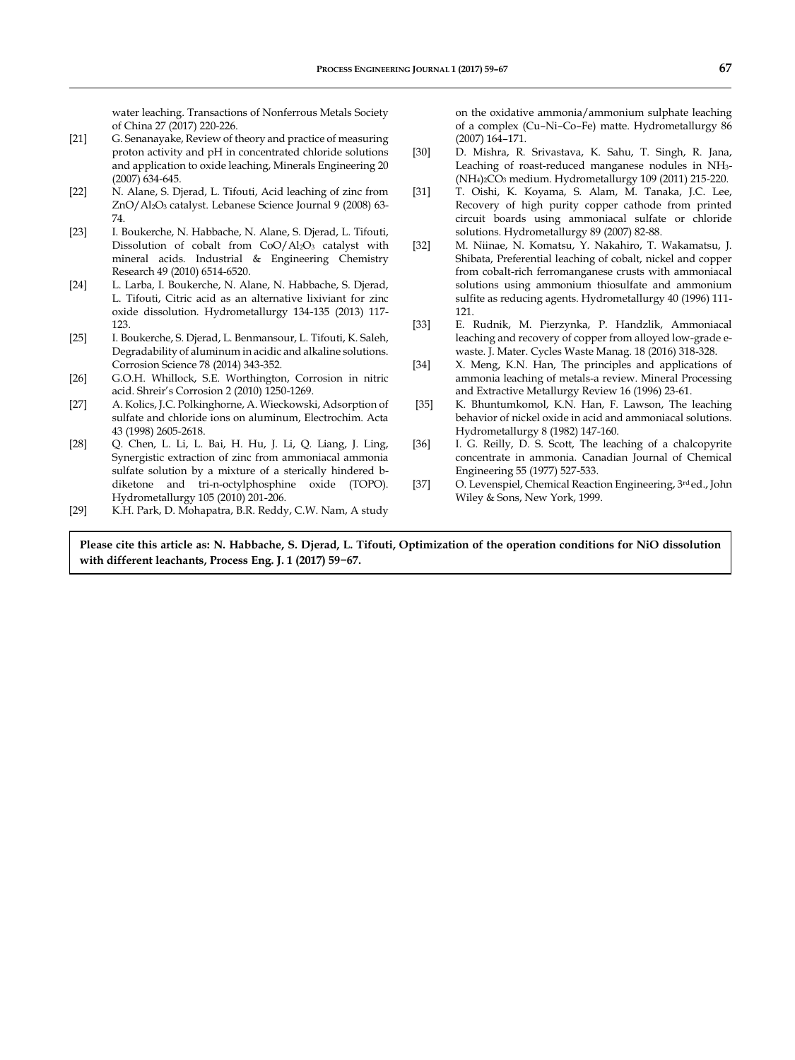water leaching. Transactions of Nonferrous Metals Society of China 27 (2017) 220-226.

[21] G. Senanayake, Review of theory and practice of measuring proton activity and pH in concentrated chloride solutions and application to oxide leaching, Minerals Engineering 20 (2007) 634-645.

[22] N. Alane, S. Djerad, L. Tifouti, Acid leaching of zinc from $ZnO/Al_2O_3$ catalyst. Lebanese Science Journal 9 (2008) 63-74.

[23] I. Boukerche, N. Habbache, N. Alane, S. Djerad, L. Tifouti, Dissolution of cobalt from $CoO/Al_2O_3$ catalyst with mineral acids. Industrial & Engineering Chemistry Research 49 (2010) 6514-6520.

[24] L. Larba, I. Boukerche, N. Alane, N. Habbache, S. Djerad, L. Tifouti, Citric acid as an alternative lixiviant for zinc oxide dissolution. Hydrometallurgy 134-135 (2013) 117-123.

[25] I. Boukerche, S. Djerad, L. Benmansour, L. Tifouti, K. Saleh, Degradability of aluminum in acidic and alkaline solutions. Corrosion Science 78 (2014) 343-352.

[26] G.O.H. Whillock, S.E. Worthington, Corrosion in nitric acid. Shreir's Corrosion 2 (2010) 1250-1269.

[27] A. Kolics, J.C. Polkinghorne, A. Wieckowski, Adsorption of sulfate and chloride ions on aluminum, Electrochim. Acta 43 (1998) 2605-2618.

[28] Q. Chen, L. Li, L. Bai, H. Hu, J. Li, Q. Liang, J. Ling, Synergistic extraction of zinc from ammoniacal ammonia sulfate solution by a mixture of a sterically hindered b-diketone and tri-n-octylphosphine oxide (TOPO). Hydrometallurgy 105 (2010) 201-206.

[29] K.H. Park, D. Mohapatra, B.R. Reddy, C.W. Nam, A study on the oxidative ammonia/ammonium sulphate leaching of a complex (Cu–Ni–Co–Fe) matte. Hydrometallurgy 86 (2007) 164–171.

[30] D. Mishra, R. Srivastava, K. Sahu, T. Singh, R. Jana, Leaching of roast-reduced manganese nodules in $NH_3$-$(NH_4)_2CO_3$ medium. Hydrometallurgy 109 (2011) 215-220.

[31] T. Oishi, K. Koyama, S. Alam, M. Tanaka, J.C. Lee, Recovery of high purity copper cathode from printed circuit boards using ammoniacal sulfate or chloride solutions. Hydrometallurgy 89 (2007) 82-88.

[32] M. Niinae, N. Komatsu, Y. Nakahiro, T. Wakamatsu, J. Shibata, Preferential leaching of cobalt, nickel and copper from cobalt-rich ferromanganese crusts with ammoniacal solutions using ammonium thiosulfate and ammonium sulfite as reducing agents. Hydrometallurgy 40 (1996) 111-121.

[33] E. Rudnik, M. Pierzynka, P. Handzlik, Ammoniacal leaching and recovery of copper from alloyed low-grade e-waste. J. Mater. Cycles Waste Manag. 18 (2016) 318-328.

[34] X. Meng, K.N. Han, The principles and applications of ammonia leaching of metals-a review. Mineral Processing and Extractive Metallurgy Review 16 (1996) 23-61.

[35] K. Bhuntumkomol, K.N. Han, F. Lawson, The leaching behavior of nickel oxide in acid and ammoniacal solutions. Hydrometallurgy 8 (1982) 147-160.

[36] I. G. Reilly, D. S. Scott, The leaching of a chalcopyrite concentrate in ammonia. Canadian Journal of Chemical Engineering 55 (1977) 527-533.

[37] O. Levenspiel, Chemical Reaction Engineering, 3rd ed., John Wiley & Sons, New York, 1999.

**Please cite this article as: N. Habbache, S. Djerad, L. Tifouti, Optimization of the operation conditions for NiO dissolution with different leachants, Process Eng. J. 1 (2017) 59−67.**